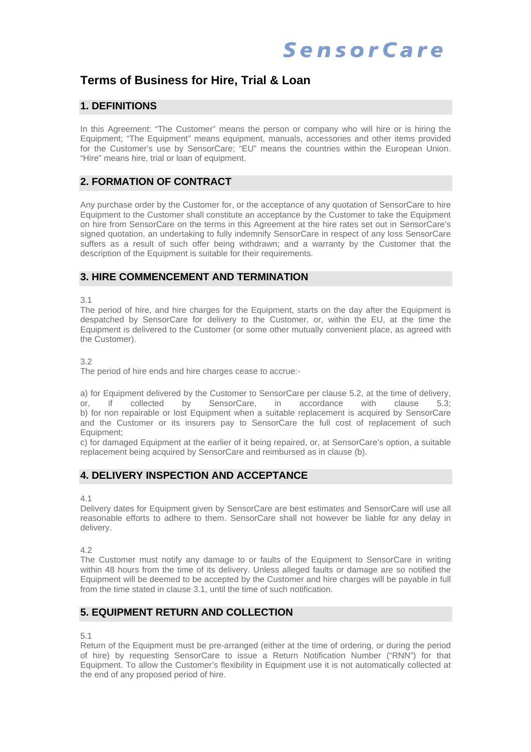SensorCare

# Terms of Business for Hire, Trial & Loan

## 1. DEFINITIONS

In this Agreement: “The Customer” means the person or company who will hire or is hiring the Equipment; “The Equipment” means equipment, manuals, accessories and other items provided for the Customer’s use by SensorCare; “EU” means the countries within the European Union. “Hire” means hire, trial or loan of equipment.

## 2. FORMATION OF CONTRACT

Any purchase order by the Customer for, or the acceptance of any quotation of SensorCare to hire Equipment to the Customer shall constitute an acceptance by the Customer to take the Equipment on hire from SensorCare on the terms in this Agreement at the hire rates set out in SensorCare’s signed quotation, an undertaking to fully indemnify SensorCare in respect of any loss SensorCare suffers as a result of such offer being withdrawn; and a warranty by the Customer that the description of the Equipment is suitable for their requirements.

## 3. HIRE COMMENCEMENT AND TERMINATION

3.1

The period of hire, and hire charges for the Equipment, starts on the day after the Equipment is despatched by SensorCare for delivery to the Customer, or, within the EU, at the time the Equipment is delivered to the Customer (or some other mutually convenient place, as agreed with the Customer).

3.2

The period of hire ends and hire charges cease to accrue:-

a) for Equipment delivered by the Customer to SensorCare per clause 5.2, at the time of delivery, or, if collected by SensorCare, in accordance with clause 5.3;
b) for non repairable or lost Equipment when a suitable replacement is acquired by SensorCare and the Customer or its insurers pay to SensorCare the full cost of replacement of such Equipment;
c) for damaged Equipment at the earlier of it being repaired, or, at SensorCare’s option, a suitable replacement being acquired by SensorCare and reimbursed as in clause (b).

## 4. DELIVERY INSPECTION AND ACCEPTANCE

4.1

Delivery dates for Equipment given by SensorCare are best estimates and SensorCare will use all reasonable efforts to adhere to them. SensorCare shall not however be liable for any delay in delivery.

4.2

The Customer must notify any damage to or faults of the Equipment to SensorCare in writing within 48 hours from the time of its delivery. Unless alleged faults or damage are so notified the Equipment will be deemed to be accepted by the Customer and hire charges will be payable in full from the time stated in clause 3.1, until the time of such notification.

## 5. EQUIPMENT RETURN AND COLLECTION

5.1

Return of the Equipment must be pre-arranged (either at the time of ordering, or during the period of hire) by requesting SensorCare to issue a Return Notification Number (“RNN”) for that Equipment. To allow the Customer’s flexibility in Equipment use it is not automatically collected at the end of any proposed period of hire.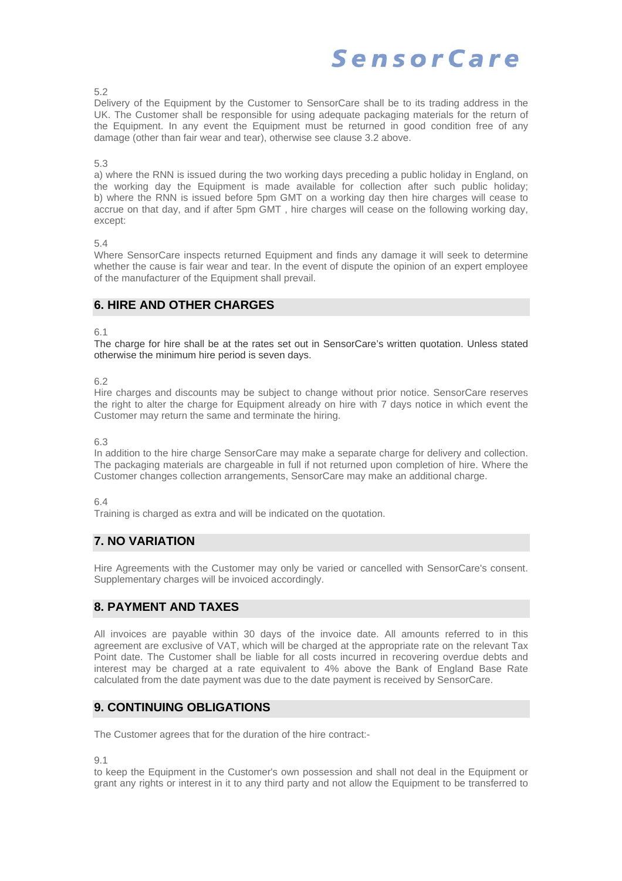5.2

Delivery of the Equipment by the Customer to SensorCare shall be to its trading address in the UK. The Customer shall be responsible for using adequate packaging materials for the return of the Equipment. In any event the Equipment must be returned in good condition free of any damage (other than fair wear and tear), otherwise see clause 3.2 above.

5.3

a) where the RNN is issued during the two working days preceding a public holiday in England, on the working day the Equipment is made available for collection after such public holiday;
b) where the RNN is issued before 5pm GMT on a working day then hire charges will cease to accrue on that day, and if after 5pm GMT , hire charges will cease on the following working day, except:

5.4

Where SensorCare inspects returned Equipment and finds any damage it will seek to determine whether the cause is fair wear and tear. In the event of dispute the opinion of an expert employee of the manufacturer of the Equipment shall prevail.

## 6. HIRE AND OTHER CHARGES

6.1

The charge for hire shall be at the rates set out in SensorCare's written quotation. Unless stated otherwise the minimum hire period is seven days.

6.2

Hire charges and discounts may be subject to change without prior notice. SensorCare reserves the right to alter the charge for Equipment already on hire with 7 days notice in which event the Customer may return the same and terminate the hiring.

6.3

In addition to the hire charge SensorCare may make a separate charge for delivery and collection. The packaging materials are chargeable in full if not returned upon completion of hire. Where the Customer changes collection arrangements, SensorCare may make an additional charge.

6.4

Training is charged as extra and will be indicated on the quotation.

## 7. NO VARIATION

Hire Agreements with the Customer may only be varied or cancelled with SensorCare's consent. Supplementary charges will be invoiced accordingly.

## 8. PAYMENT AND TAXES

All invoices are payable within 30 days of the invoice date. All amounts referred to in this agreement are exclusive of VAT, which will be charged at the appropriate rate on the relevant Tax Point date. The Customer shall be liable for all costs incurred in recovering overdue debts and interest may be charged at a rate equivalent to 4% above the Bank of England Base Rate calculated from the date payment was due to the date payment is received by SensorCare.

## 9. CONTINUING OBLIGATIONS

The Customer agrees that for the duration of the hire contract:-

9.1

to keep the Equipment in the Customer's own possession and shall not deal in the Equipment or grant any rights or interest in it to any third party and not allow the Equipment to be transferred to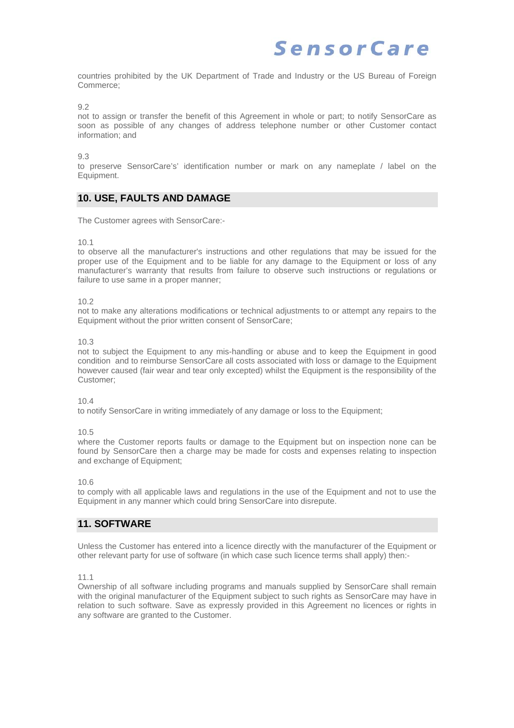countries prohibited by the UK Department of Trade and Industry or the US Bureau of Foreign Commerce;

9.2
not to assign or transfer the benefit of this Agreement in whole or part; to notify SensorCare as soon as possible of any changes of address telephone number or other Customer contact information; and

9.3
to preserve SensorCare's' identification number or mark on any nameplate / label on the Equipment.

## 10. USE, FAULTS AND DAMAGE

The Customer agrees with SensorCare:-

10.1
to observe all the manufacturer's instructions and other regulations that may be issued for the proper use of the Equipment and to be liable for any damage to the Equipment or loss of any manufacturer's warranty that results from failure to observe such instructions or regulations or failure to use same in a proper manner;

10.2
not to make any alterations modifications or technical adjustments to or attempt any repairs to the Equipment without the prior written consent of SensorCare;

10.3
not to subject the Equipment to any mis-handling or abuse and to keep the Equipment in good condition and to reimburse SensorCare all costs associated with loss or damage to the Equipment however caused (fair wear and tear only excepted) whilst the Equipment is the responsibility of the Customer;

10.4
to notify SensorCare in writing immediately of any damage or loss to the Equipment;

10.5
where the Customer reports faults or damage to the Equipment but on inspection none can be found by SensorCare then a charge may be made for costs and expenses relating to inspection and exchange of Equipment;

10.6
to comply with all applicable laws and regulations in the use of the Equipment and not to use the Equipment in any manner which could bring SensorCare into disrepute.

## 11. SOFTWARE

Unless the Customer has entered into a licence directly with the manufacturer of the Equipment or other relevant party for use of software (in which case such licence terms shall apply) then:-

11.1
Ownership of all software including programs and manuals supplied by SensorCare shall remain with the original manufacturer of the Equipment subject to such rights as SensorCare may have in relation to such software. Save as expressly provided in this Agreement no licences or rights in any software are granted to the Customer.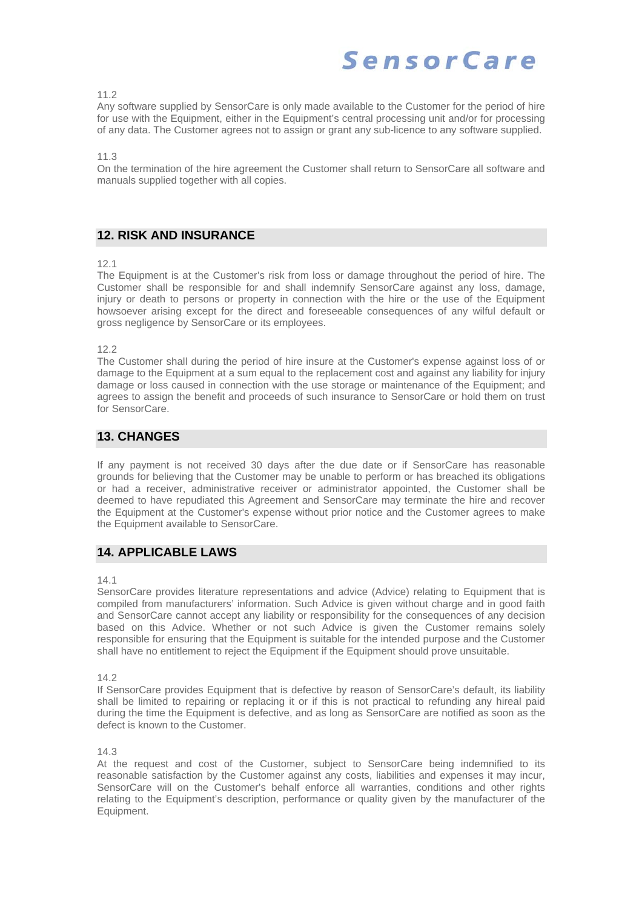11.2
Any software supplied by SensorCare is only made available to the Customer for the period of hire for use with the Equipment, either in the Equipment's central processing unit and/or for processing of any data. The Customer agrees not to assign or grant any sub-licence to any software supplied.

11.3
On the termination of the hire agreement the Customer shall return to SensorCare all software and manuals supplied together with all copies.

## 12. RISK AND INSURANCE

12.1
The Equipment is at the Customer's risk from loss or damage throughout the period of hire. The Customer shall be responsible for and shall indemnify SensorCare against any loss, damage, injury or death to persons or property in connection with the hire or the use of the Equipment howsoever arising except for the direct and foreseeable consequences of any wilful default or gross negligence by SensorCare or its employees.

12.2
The Customer shall during the period of hire insure at the Customer's expense against loss of or damage to the Equipment at a sum equal to the replacement cost and against any liability for injury damage or loss caused in connection with the use storage or maintenance of the Equipment; and agrees to assign the benefit and proceeds of such insurance to SensorCare or hold them on trust for SensorCare.

## 13. CHANGES

If any payment is not received 30 days after the due date or if SensorCare has reasonable grounds for believing that the Customer may be unable to perform or has breached its obligations or had a receiver, administrative receiver or administrator appointed, the Customer shall be deemed to have repudiated this Agreement and SensorCare may terminate the hire and recover the Equipment at the Customer's expense without prior notice and the Customer agrees to make the Equipment available to SensorCare.

## 14. APPLICABLE LAWS

14.1
SensorCare provides literature representations and advice (Advice) relating to Equipment that is compiled from manufacturers' information. Such Advice is given without charge and in good faith and SensorCare cannot accept any liability or responsibility for the consequences of any decision based on this Advice. Whether or not such Advice is given the Customer remains solely responsible for ensuring that the Equipment is suitable for the intended purpose and the Customer shall have no entitlement to reject the Equipment if the Equipment should prove unsuitable.

14.2
If SensorCare provides Equipment that is defective by reason of SensorCare's default, its liability shall be limited to repairing or replacing it or if this is not practical to refunding any hireal paid during the time the Equipment is defective, and as long as SensorCare are notified as soon as the defect is known to the Customer.

14.3
At the request and cost of the Customer, subject to SensorCare being indemnified to its reasonable satisfaction by the Customer against any costs, liabilities and expenses it may incur, SensorCare will on the Customer's behalf enforce all warranties, conditions and other rights relating to the Equipment's description, performance or quality given by the manufacturer of the Equipment.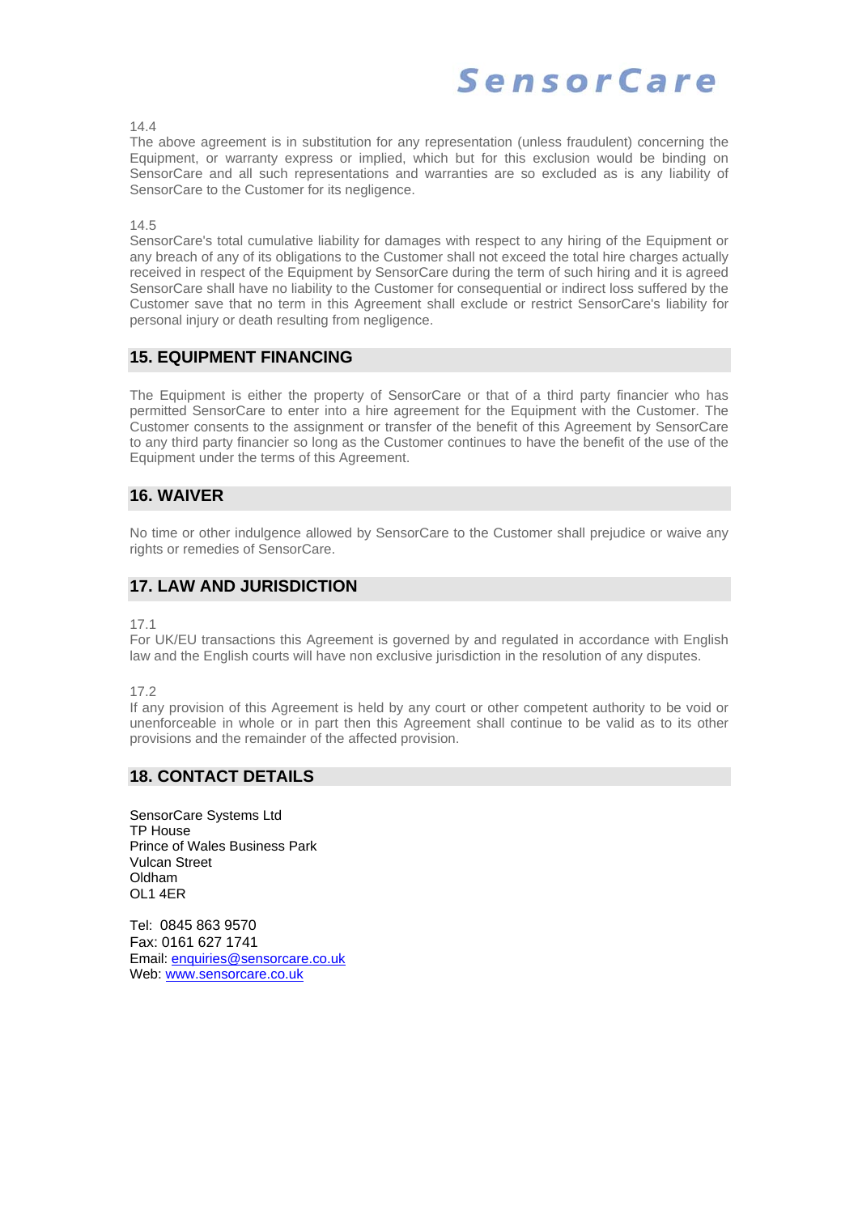14.4
The above agreement is in substitution for any representation (unless fraudulent) concerning the Equipment, or warranty express or implied, which but for this exclusion would be binding on SensorCare and all such representations and warranties are so excluded as is any liability of SensorCare to the Customer for its negligence.

14.5
SensorCare's total cumulative liability for damages with respect to any hiring of the Equipment or any breach of any of its obligations to the Customer shall not exceed the total hire charges actually received in respect of the Equipment by SensorCare during the term of such hiring and it is agreed SensorCare shall have no liability to the Customer for consequential or indirect loss suffered by the Customer save that no term in this Agreement shall exclude or restrict SensorCare's liability for personal injury or death resulting from negligence.

## 15. EQUIPMENT FINANCING

The Equipment is either the property of SensorCare or that of a third party financier who has permitted SensorCare to enter into a hire agreement for the Equipment with the Customer. The Customer consents to the assignment or transfer of the benefit of this Agreement by SensorCare to any third party financier so long as the Customer continues to have the benefit of the use of the Equipment under the terms of this Agreement.

## 16. WAIVER

No time or other indulgence allowed by SensorCare to the Customer shall prejudice or waive any rights or remedies of SensorCare.

## 17. LAW AND JURISDICTION

17.1
For UK/EU transactions this Agreement is governed by and regulated in accordance with English law and the English courts will have non exclusive jurisdiction in the resolution of any disputes.

17.2
If any provision of this Agreement is held by any court or other competent authority to be void or unenforceable in whole or in part then this Agreement shall continue to be valid as to its other provisions and the remainder of the affected provision.

## 18. CONTACT DETAILS

SensorCare Systems Ltd
TP House
Prince of Wales Business Park
Vulcan Street
Oldham
OL1 4ER

Tel: 0845 863 9570
Fax: 0161 627 1741
Email: enquiries@sensorcare.co.uk
Web: www.sensorcare.co.uk